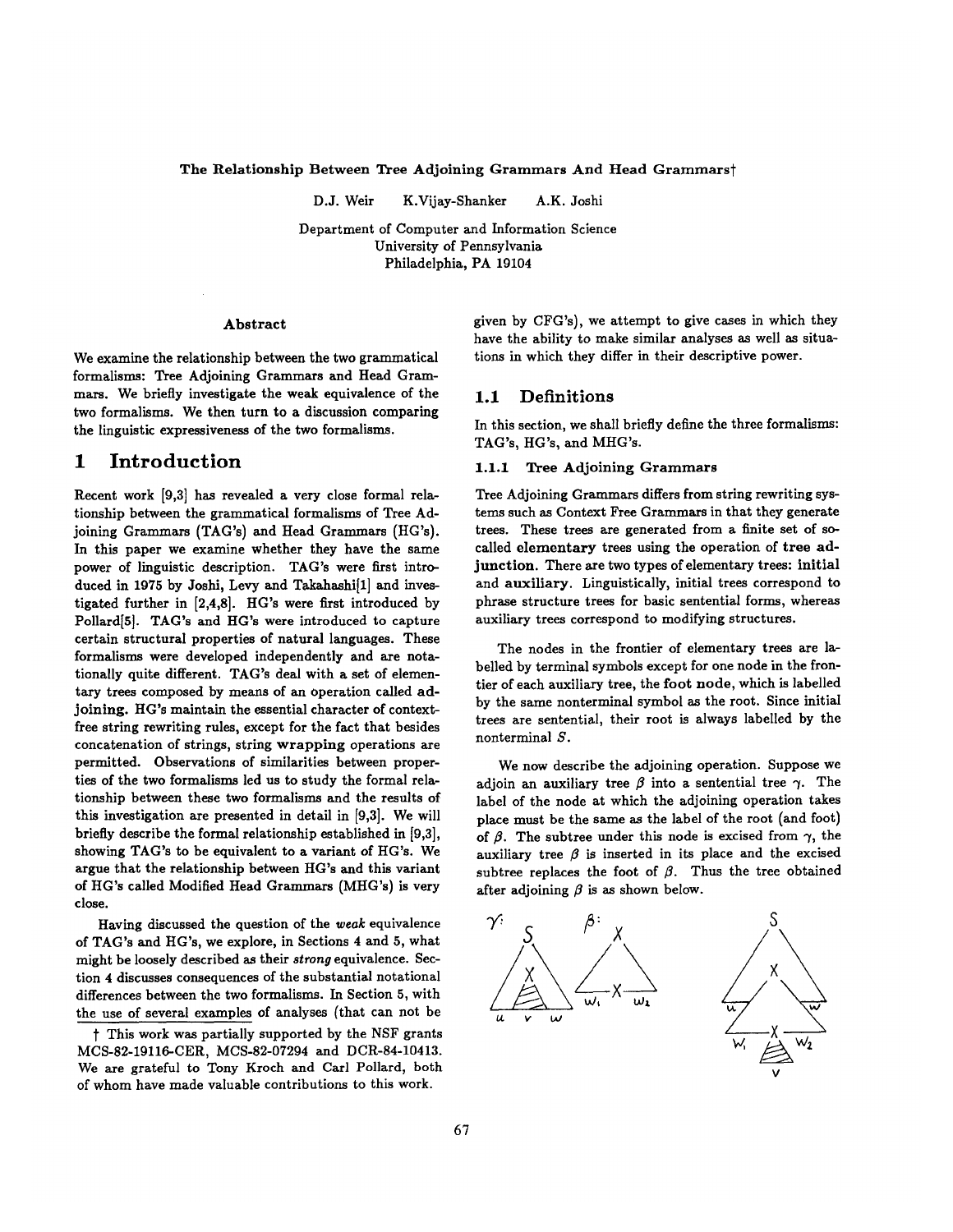**The Relationship Between Tree Adjoining Grammars And Head Grammars†**

D.J. Weir K.Vijay-Shanker A.K. Joshi

Department of Computer and Information Science
University of Pennsylvania
Philadelphia, PA 19104

### Abstract

We examine the relationship between the two grammatical formalisms: Tree Adjoining Grammars and Head Grammars. We briefly investigate the weak equivalence of the two formalisms. We then turn to a discussion comparing the linguistic expressiveness of the two formalisms.

# 1 Introduction

Recent work [9,3] has revealed a very close formal relationship between the grammatical formalisms of Tree Adjoining Grammars (TAG's) and Head Grammars (HG's). In this paper we examine whether they have the same power of linguistic description. TAG's were first introduced in 1975 by Joshi, Levy and Takahashi[1] and investigated further in [2,4,8]. HG's were first introduced by Pollard[5]. TAG's and HG's were introduced to capture certain structural properties of natural languages. These formalisms were developed independently and are notationally quite different. TAG's deal with a set of elementary trees composed by means of an operation called **adjoining**. HG's maintain the essential character of context-free string rewriting rules, except for the fact that besides concatenation of strings, string **wrapping** operations are permitted. Observations of similarities between properties of the two formalisms led us to study the formal relationship between these two formalisms and the results of this investigation are presented in detail in [9,3]. We will briefly describe the formal relationship established in [9,3], showing TAG's to be equivalent to a variant of HG's. We argue that the relationship between HG's and this variant of HG's called Modified Head Grammars (MHG's) is very close.

Having discussed the question of the *weak* equivalence of TAG's and HG's, we explore, in Sections 4 and 5, what might be loosely described as their *strong* equivalence. Section 4 discusses consequences of the substantial notational differences between the two formalisms. In Section 5, with the use of several examples of analyses (that can not be given by CFG's), we attempt to give cases in which they have the ability to make similar analyses as well as situations in which they differ in their descriptive power.

† This work was partially supported by the NSF grants MCS-82-19116-CER, MCS-82-07294 and DCR-84-10413. We are grateful to Tony Kroch and Carl Pollard, both of whom have made valuable contributions to this work.

## 1.1 Definitions

In this section, we shall briefly define the three formalisms: TAG's, HG's, and MHG's.

### 1.1.1 Tree Adjoining Grammars

Tree Adjoining Grammars differs from string rewriting systems such as Context Free Grammars in that they generate trees. These trees are generated from a finite set of so-called **elementary** trees using the operation of **tree adjunction**. There are two types of elementary trees: **initial** and **auxiliary**. Linguistically, initial trees correspond to phrase structure trees for basic sentential forms, whereas auxiliary trees correspond to modifying structures.

The nodes in the frontier of elementary trees are labelled by terminal symbols except for one node in the frontier of each auxiliary tree, the **foot node**, which is labelled by the same nonterminal symbol as the root. Since initial trees are sentential, their root is always labelled by the nonterminal $S$.

We now describe the adjoining operation. Suppose we adjoin an auxiliary tree $\beta$ into a sentential tree $\gamma$. The label of the node at which the adjoining operation takes place must be the same as the label of the root (and foot) of $\beta$. The subtree under this node is excised from $\gamma$, the auxiliary tree $\beta$ is inserted in its place and the excised subtree replaces the foot of $\beta$. Thus the tree obtained after adjoining $\beta$ is as shown below.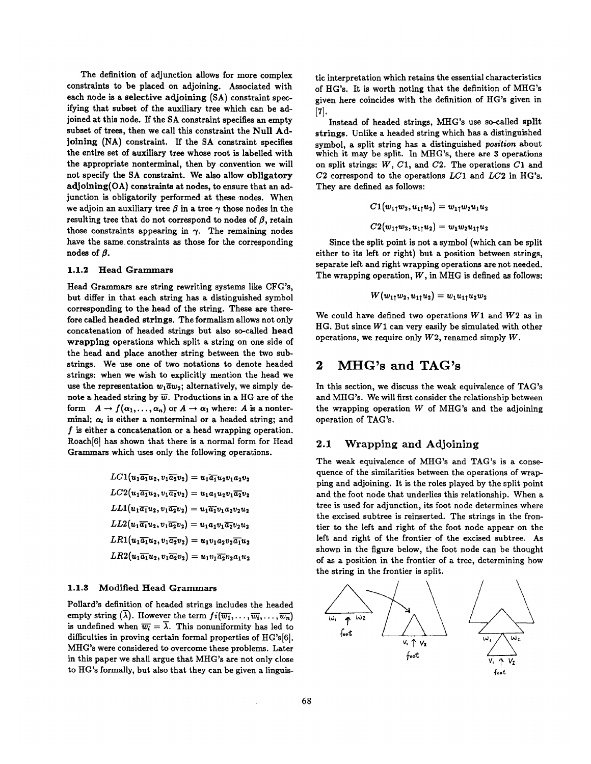The definition of adjunction allows for more complex constraints to be placed on adjoining. Associated with each node is a **selective adjoining** (SA) constraint specifying that subset of the auxiliary tree which can be adjoined at this node. If the SA constraint specifies an empty subset of trees, then we call this constraint the **Null Adjoining** (NA) constraint. If the SA constraint specifies the entire set of auxiliary tree whose root is labelled with the appropriate nonterminal, then by convention we will not specify the SA constraint. We also allow **obligatory adjoining**(OA) constraints at nodes, to ensure that an adjunction is obligatorily performed at these nodes. When we adjoin an auxiliary tree $\beta$ in a tree $\gamma$ those nodes in the resulting tree that do not correspond to nodes of $\beta$, retain those constraints appearing in $\gamma$. The remaining nodes have the same constraints as those for the corresponding nodes of $\beta$.

### 1.1.2 Head Grammars

Head Grammars are string rewriting systems like CFG's, but differ in that each string has a distinguished symbol corresponding to the head of the string. These are therefore called **headed strings**. The formalism allows not only concatenation of headed strings but also so-called **head wrapping** operations which split a string on one side of the head and place another string between the two substrings. We use one of two notations to denote headed strings: when we wish to explicitly mention the head we use the representation $w_1\overline{a}w_2$; alternatively, we simply denote a headed string by $\overline{w}$. Productions in a HG are of the form $A \rightarrow f(\alpha_1, \ldots, \alpha_n)$ or $A \rightarrow \alpha_1$ where: $A$ is a nonterminal; $\alpha_i$ is either a nonterminal or a headed string; and $f$ is either a concatenation or a head wrapping operation. Roach[6] has shown that there is a normal form for Head Grammars which uses only the following operations.

$$LC1(u_1\overline{a_1}u_2, v_1\overline{a_2}v_2) = u_1\overline{a_1}u_2v_1a_2v_2$$
$$LC2(u_1\overline{a_1}u_2, v_1\overline{a_2}v_2) = u_1a_1u_2v_1\overline{a_2}v_2$$
$$LL1(u_1\overline{a_1}u_2, v_1\overline{a_2}v_2) = u_1\overline{a_1}v_1a_2v_2u_2$$
$$LL2(u_1\overline{a_1}u_2, v_1\overline{a_2}v_2) = u_1a_1v_1\overline{a_2}v_2u_2$$
$$LR1(u_1\overline{a_1}u_2, v_1\overline{a_2}v_2) = u_1v_1a_2v_2\overline{a_1}u_2$$
$$LR2(u_1\overline{a_1}u_2, v_1\overline{a_2}v_2) = u_1v_1\overline{a_2}v_2a_1u_2$$

### 1.1.3 Modified Head Grammars

Pollard's definition of headed strings includes the headed empty string $(\overline{\lambda})$. However the term $fi(\overline{w_1}, \ldots, \overline{w_i}, \ldots, \overline{w_n})$ is undefined when $\overline{w_i} = \overline{\lambda}$. This nonuniformity has led to difficulties in proving certain formal properties of HG's[6]. MHG's were considered to overcome these problems. Later in this paper we shall argue that MHG's are not only close to HG's formally, but also that they can be given a linguistic interpretation which retains the essential characteristics of HG's. It is worth noting that the definition of MHG's given here coincides with the definition of HG's given in [7].

Instead of headed strings, MHG's use so-called **split strings**. Unlike a headed string which has a distinguished symbol, a split string has a distinguished *position* about which it may be split. In MHG's, there are 3 operations on split strings: $W$, $C1$, and $C2$. The operations $C1$ and $C2$ correspond to the operations $LC1$ and $LC2$ in HG's. They are defined as follows:

$$C1(w_1{\uparrow}w_2, u_1{\uparrow}u_2) = w_1{\uparrow}w_2u_1u_2$$
$$C2(w_1{\uparrow}w_2, u_1{\uparrow}u_2) = w_1w_2u_1{\uparrow}u_2$$

Since the split point is not a symbol (which can be split either to its left or right) but a position between strings, separate left and right wrapping operations are not needed. The wrapping operation, $W$, in MHG is defined as follows:

$$W(w_1{\uparrow}w_2, u_1{\uparrow}u_2) = w_1u_1{\uparrow}u_2w_2$$

We could have defined two operations $W1$ and $W2$ as in HG. But since $W1$ can very easily be simulated with other operations, we require only $W2$, renamed simply $W$.

## 2 MHG's and TAG's

In this section, we discuss the weak equivalence of TAG's and MHG's. We will first consider the relationship between the wrapping operation $W$ of MHG's and the adjoining operation of TAG's.

### 2.1 Wrapping and Adjoining

The weak equivalence of MHG's and TAG's is a consequence of the similarities between the operations of wrapping and adjoining. It is the roles played by the split point and the foot node that underlies this relationship. When a tree is used for adjunction, its foot node determines where the excised subtree is reinserted. The strings in the frontier to the left and right of the foot node appear on the left and right of the frontier of the excised subtree. As shown in the figure below, the foot node can be thought of as a position in the frontier of a tree, determining how the string in the frontier is split.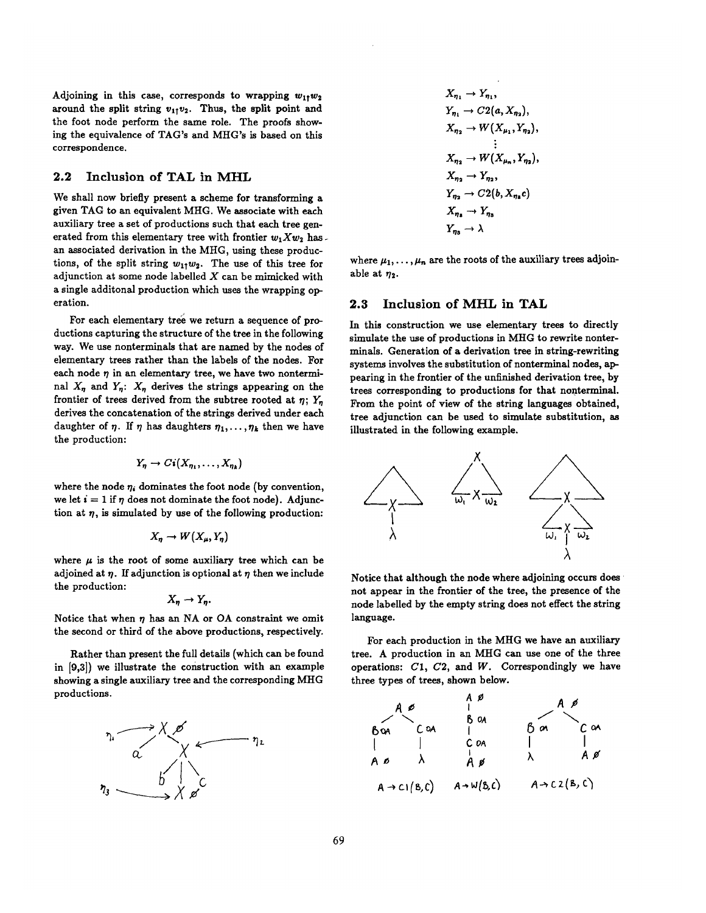Adjoining in this case, corresponds to wrapping $w_1 \uparrow w_2$ around the split string $v_1 \uparrow v_2$. Thus, the split point and the foot node perform the same role. The proofs showing the equivalence of TAG's and MHG's is based on this correspondence.

## 2.2 Inclusion of TAL in MHL

We shall now briefly present a scheme for transforming a given TAG to an equivalent MHG. We associate with each auxiliary tree a set of productions such that each tree generated from this elementary tree with frontier $w_1 X w_2$ has an associated derivation in the MHG, using these productions, of the split string $w_1 \uparrow w_2$. The use of this tree for adjunction at some node labelled $X$ can be mimicked with a single additonal production which uses the wrapping operation.

For each elementary tree we return a sequence of productions capturing the structure of the tree in the following way. We use nonterminals that are named by the nodes of elementary trees rather than the labels of the nodes. For each node $\eta$ in an elementary tree, we have two nonterminal $X_\eta$ and $Y_\eta$: $X_\eta$ derives the strings appearing on the frontier of trees derived from the subtree rooted at $\eta$; $Y_\eta$ derives the concatenation of the strings derived under each daughter of $\eta$. If $\eta$ has daughters $\eta_1, \ldots, \eta_k$ then we have the production:

$$Y_\eta \rightarrow Ci(X_{\eta_1}, \ldots, X_{\eta_k})$$

where the node $\eta_i$ dominates the foot node (by convention, we let $i = 1$ if $\eta$ does not dominate the foot node). Adjunction at $\eta$, is simulated by use of the following production:

$$X_\eta \rightarrow W(X_\mu, Y_\eta)$$

where $\mu$ is the root of some auxiliary tree which can be adjoined at $\eta$. If adjunction is optional at $\eta$ then we include the production:

$$X_\eta \rightarrow Y_\eta.$$

Notice that when $\eta$ has an NA or OA constraint we omit the second or third of the above productions, respectively.

Rather than present the full details (which can be found in [9,3]) we illustrate the construction with an example showing a single auxiliary tree and the corresponding MHG productions.

$$
\begin{aligned}
X_{\eta_1} &\rightarrow Y_{\eta_1}, \\
Y_{\eta_1} &\rightarrow C2(a, X_{\eta_2}), \\
X_{\eta_2} &\rightarrow W(X_{\mu_1}, Y_{\eta_2}), \\
&\vdots \\
X_{\eta_2} &\rightarrow W(X_{\mu_n}, Y_{\eta_2}), \\
X_{\eta_2} &\rightarrow Y_{\eta_2}, \\
Y_{\eta_2} &\rightarrow C2(b, X_{\eta_3} c) \\
X_{\eta_3} &\rightarrow Y_{\eta_3} \\
Y_{\eta_3} &\rightarrow \lambda
\end{aligned}
$$

where $\mu_1, \ldots, \mu_n$ are the roots of the auxiliary trees adjoinable at $\eta_2$.

## 2.3 Inclusion of MHL in TAL

In this construction we use elementary trees to directly simulate the use of productions in MHG to rewrite nonterminals. Generation of a derivation tree in string-rewriting systems involves the substitution of nonterminal nodes, appearing in the frontier of the unfinished derivation tree, by trees corresponding to productions for that nonterminal. From the point of view of the string languages obtained, tree adjunction can be used to simulate substitution, as illustrated in the following example.

Notice that although the node where adjoining occurs does not appear in the frontier of the tree, the presence of the node labelled by the empty string does not effect the string language.

For each production in the MHG we have an auxiliary tree. A production in an MHG can use one of the three operations: $C1$, $C2$, and $W$. Correspondingly we have three types of trees, shown below.

$A \rightarrow C1(B, C)$ $\quad$ $A \rightarrow W(B, C)$ $\quad$ $A \rightarrow C2(B, C)$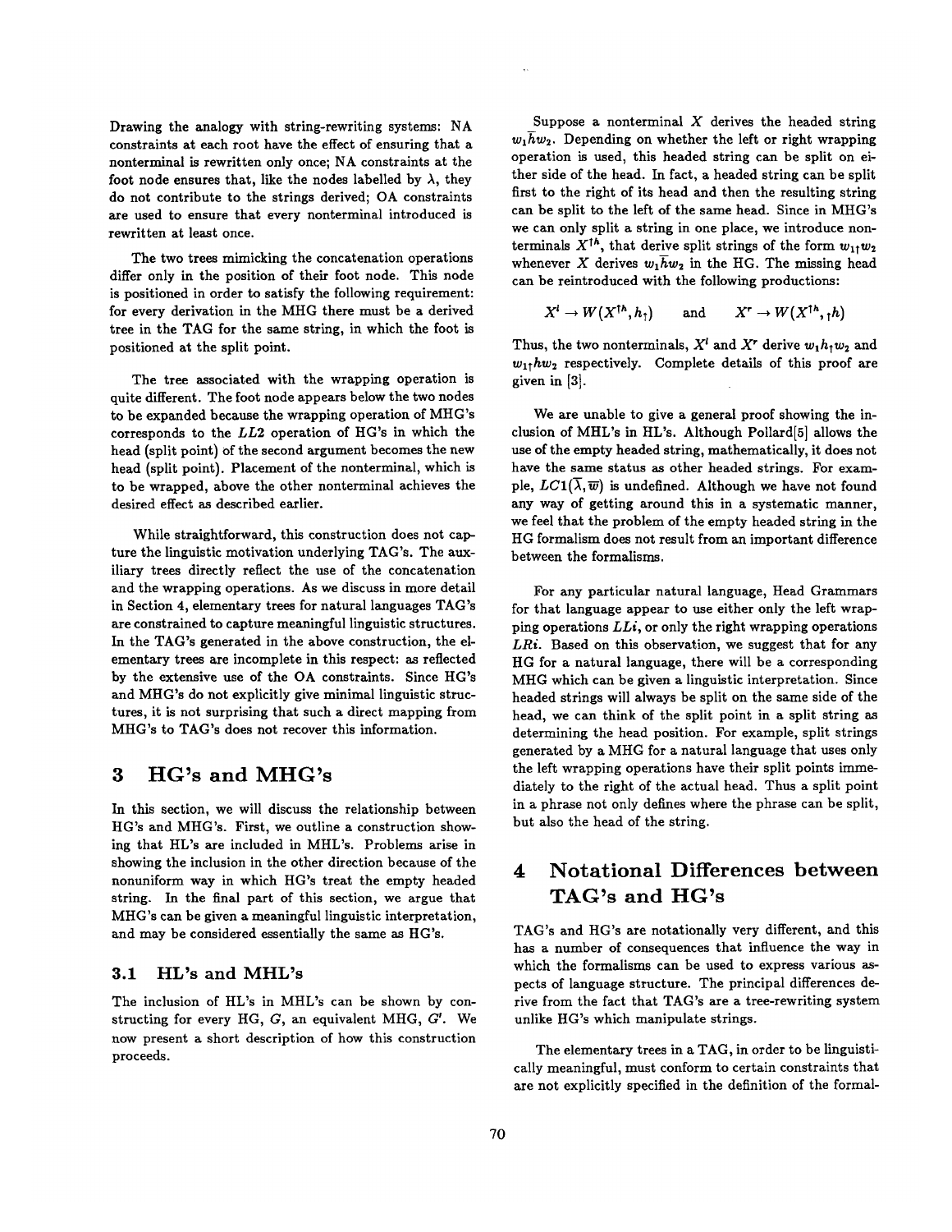Drawing the analogy with string-rewriting systems: NA constraints at each root have the effect of ensuring that a nonterminal is rewritten only once; NA constraints at the foot node ensures that, like the nodes labelled by $\lambda$, they do not contribute to the strings derived; OA constraints are used to ensure that every nonterminal introduced is rewritten at least once.

The two trees mimicking the concatenation operations differ only in the position of their foot node. This node is positioned in order to satisfy the following requirement: for every derivation in the MHG there must be a derived tree in the TAG for the same string, in which the foot is positioned at the split point.

The tree associated with the wrapping operation is quite different. The foot node appears below the two nodes to be expanded because the wrapping operation of MHG's corresponds to the $LL2$ operation of HG's in which the head (split point) of the second argument becomes the new head (split point). Placement of the nonterminal, which is to be wrapped, above the other nonterminal achieves the desired effect as described earlier.

While straightforward, this construction does not capture the linguistic motivation underlying TAG's. The auxiliary trees directly reflect the use of the concatenation and the wrapping operations. As we discuss in more detail in Section 4, elementary trees for natural languages TAG's are constrained to capture meaningful linguistic structures. In the TAG's generated in the above construction, the elementary trees are incomplete in this respect: as reflected by the extensive use of the OA constraints. Since HG's and MHG's do not explicitly give minimal linguistic structures, it is not surprising that such a direct mapping from MHG's to TAG's does not recover this information.

# 3 HG's and MHG's

In this section, we will discuss the relationship between HG's and MHG's. First, we outline a construction showing that HL's are included in MHL's. Problems arise in showing the inclusion in the other direction because of the nonuniform way in which HG's treat the empty headed string. In the final part of this section, we argue that MHG's can be given a meaningful linguistic interpretation, and may be considered essentially the same as HG's.

## 3.1 HL's and MHL's

The inclusion of HL's in MHL's can be shown by constructing for every HG, $G$, an equivalent MHG, $G'$. We now present a short description of how this construction proceeds.

Suppose a nonterminal $X$ derives the headed string $w_1\bar{h}w_2$. Depending on whether the left or right wrapping operation is used, this headed string can be split on either side of the head. In fact, a headed string can be split first to the right of its head and then the resulting string can be split to the left of the same head. Since in MHG's we can only split a string in one place, we introduce nonterminals $X^{\uparrow h}$, that derive split strings of the form $w_1{\uparrow}w_2$ whenever $X$ derives $w_1\bar{h}w_2$ in the HG. The missing head can be reintroduced with the following productions:

$$X^l \rightarrow W(X^{\uparrow h}, h_\uparrow) \quad \text{and} \quad X^r \rightarrow W(X^{\uparrow h}, {}_\uparrow h)$$

Thus, the two nonterminals, $X^l$ and $X^r$ derive $w_1h_\uparrow w_2$ and $w_1{}_\uparrow hw_2$ respectively. Complete details of this proof are given in [3].

We are unable to give a general proof showing the inclusion of MHL's in HL's. Although Pollard[5] allows the use of the empty headed string, mathematically, it does not have the same status as other headed strings. For example, $LC1(\bar{\lambda}, \bar{w})$ is undefined. Although we have not found any way of getting around this in a systematic manner, we feel that the problem of the empty headed string in the HG formalism does not result from an important difference between the formalisms.

For any particular natural language, Head Grammars for that language appear to use either only the left wrapping operations $LLi$, or only the right wrapping operations $LRi$. Based on this observation, we suggest that for any HG for a natural language, there will be a corresponding MHG which can be given a linguistic interpretation. Since headed strings will always be split on the same side of the head, we can think of the split point in a split string as determining the head position. For example, split strings generated by a MHG for a natural language that uses only the left wrapping operations have their split points immediately to the right of the actual head. Thus a split point in a phrase not only defines where the phrase can be split, but also the head of the string.

# 4 Notational Differences between TAG's and HG's

TAG's and HG's are notationally very different, and this has a number of consequences that influence the way in which the formalisms can be used to express various aspects of language structure. The principal differences derive from the fact that TAG's are a tree-rewriting system unlike HG's which manipulate strings.

The elementary trees in a TAG, in order to be linguistically meaningful, must conform to certain constraints that are not explicitly specified in the definition of the formal-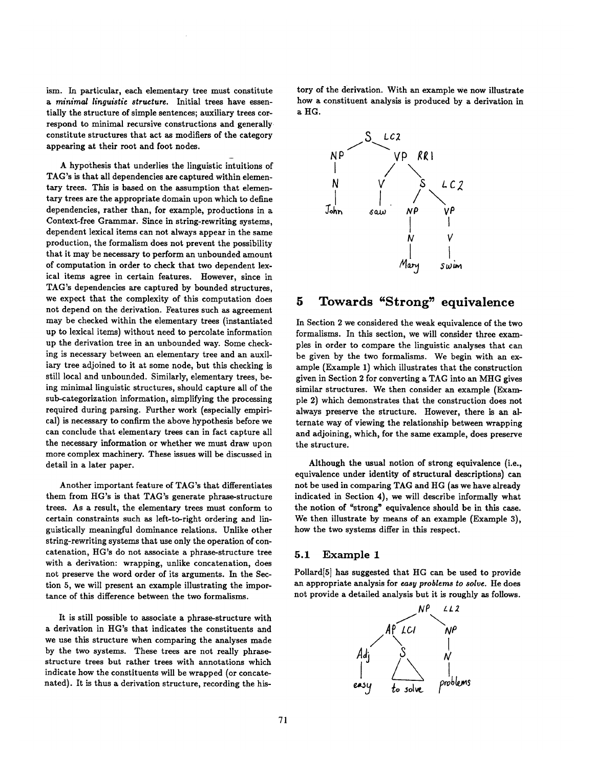ism. In particular, each elementary tree must constitute a *minimal linguistic structure*. Initial trees have essentially the structure of simple sentences; auxiliary trees correspond to minimal recursive constructions and generally constitute structures that act as modifiers of the category appearing at their root and foot nodes.

A hypothesis that underlies the linguistic intuitions of TAG's is that all dependencies are captured within elementary trees. This is based on the assumption that elementary trees are the appropriate domain upon which to define dependencies, rather than, for example, productions in a Context-free Grammar. Since in string-rewriting systems, dependent lexical items can not always appear in the same production, the formalism does not prevent the possibility that it may be necessary to perform an unbounded amount of computation in order to check that two dependent lexical items agree in certain features. However, since in TAG's dependencies are captured by bounded structures, we expect that the complexity of this computation does not depend on the derivation. Features such as agreement may be checked within the elementary trees (instantiated up to lexical items) without need to percolate information up the derivation tree in an unbounded way. Some checking is necessary between an elementary tree and an auxiliary tree adjoined to it at some node, but this checking is still local and unbounded. Similarly, elementary trees, being minimal linguistic structures, should capture all of the sub-categorization information, simplifying the processing required during parsing. Further work (especially empirical) is necessary to confirm the above hypothesis before we can conclude that elementary trees can in fact capture all the necessary information or whether we must draw upon more complex machinery. These issues will be discussed in detail in a later paper.

Another important feature of TAG's that differentiates them from HG's is that TAG's generate phrase-structure trees. As a result, the elementary trees must conform to certain constraints such as left-to-right ordering and linguistically meaningful dominance relations. Unlike other string-rewriting systems that use only the operation of concatenation, HG's do not associate a phrase-structure tree with a derivation: wrapping, unlike concatenation, does not preserve the word order of its arguments. In the Section 5, we will present an example illustrating the importance of this difference between the two formalisms.

It is still possible to associate a phrase-structure with a derivation in HG's that indicates the constituents and we use this structure when comparing the analyses made by the two systems. These trees are not really phrase-structure trees but rather trees with annotations which indicate how the constituents will be wrapped (or concatenated). It is thus a derivation structure, recording the history of the derivation. With an example we now illustrate how a constituent analysis is produced by a derivation in a HG.

```
          S  LC2
         /  \
       NP    VP  RR1
       |    /  \
       N   V    S  LC2
       |   |   / \
     John saw NP  VP
              |   |
              N   V
              |   |
            Mary swim
```

## 5 Towards "Strong" equivalence

In Section 2 we considered the weak equivalence of the two formalisms. In this section, we will consider three examples in order to compare the linguistic analyses that can be given by the two formalisms. We begin with an example (Example 1) which illustrates that the construction given in Section 2 for converting a TAG into an MHG gives similar structures. We then consider an example (Example 2) which demonstrates that the construction does not always preserve the structure. However, there is an alternate way of viewing the relationship between wrapping and adjoining, which, for the same example, does preserve the structure.

Although the usual notion of strong equivalence (i.e., equivalence under identity of structural descriptions) can not be used in comparing TAG and HG (as we have already indicated in Section 4), we will describe informally what the notion of "strong" equivalence should be in this case. We then illustrate by means of an example (Example 3), how the two systems differ in this respect.

### 5.1 Example 1

Pollard[5] has suggested that HG can be used to provide an appropriate analysis for *easy problems to solve*. He does not provide a detailed analysis but it is roughly as follows.

```
              NP  LL2
             /  \
         AP LC1   NP
        /  \       |
      Adj   S      N
       |   / \     |
     easy to solve problems
```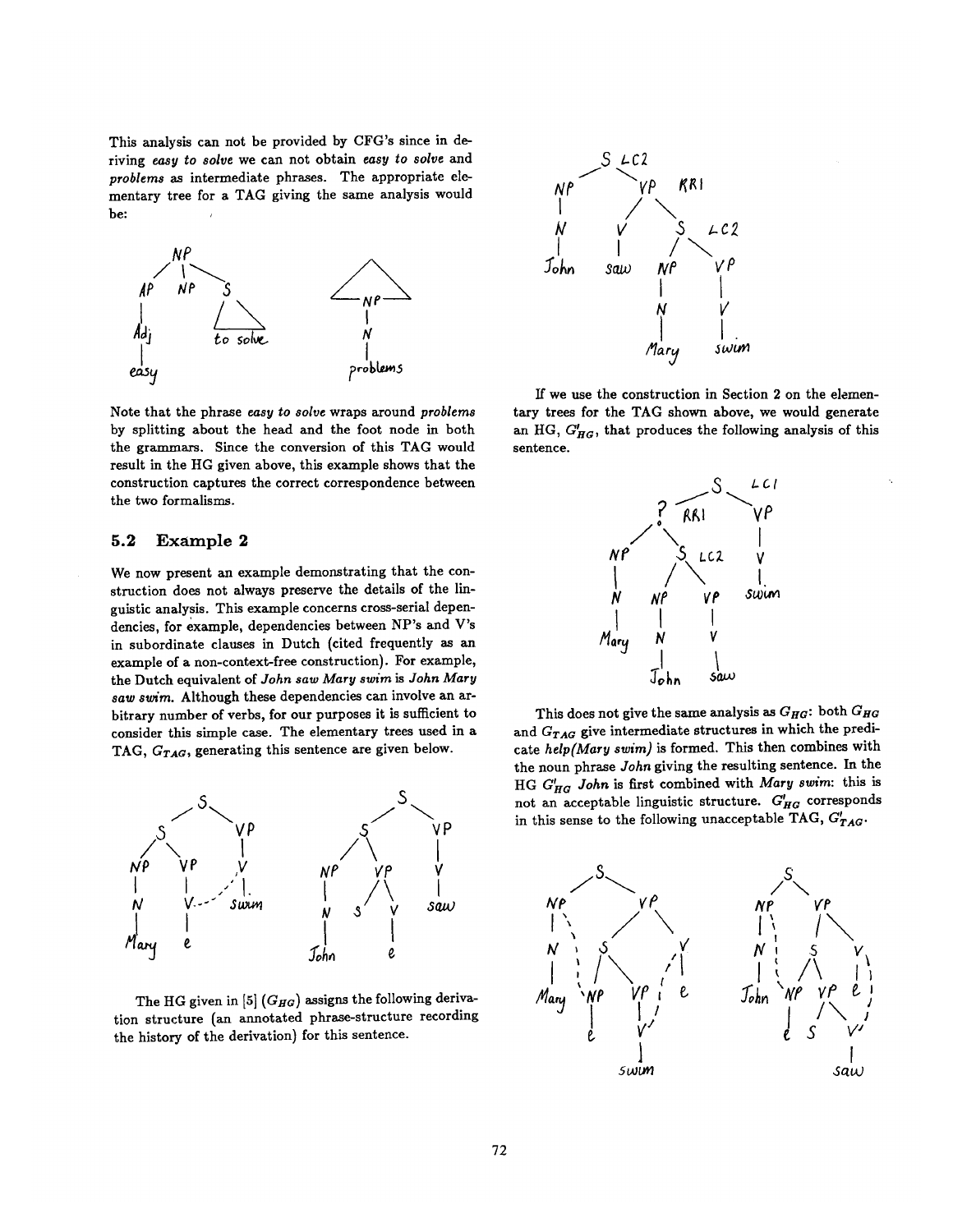This analysis can not be provided by CFG's since in deriving *easy to solve* we can not obtain *easy to solve* and *problems* as intermediate phrases. The appropriate elementary tree for a TAG giving the same analysis would be:

Note that the phrase *easy to solve* wraps around *problems* by splitting about the head and the foot node in both the grammars. Since the conversion of this TAG would result in the HG given above, this example shows that the construction captures the correct correspondence between the two formalisms.

## 5.2 Example 2

We now present an example demonstrating that the construction does not always preserve the details of the linguistic analysis. This example concerns cross-serial dependencies, for example, dependencies between NP's and V's in subordinate clauses in Dutch (cited frequently as an example of a non-context-free construction). For example, the Dutch equivalent of *John saw Mary swim* is *John Mary saw swim*. Although these dependencies can involve an arbitrary number of verbs, for our purposes it is sufficient to consider this simple case. The elementary trees used in a TAG, $G_{TAG}$, generating this sentence are given below.

The HG given in [5] ($G_{HG}$) assigns the following derivation structure (an annotated phrase-structure recording the history of the derivation) for this sentence.

If we use the construction in Section 2 on the elementary trees for the TAG shown above, we would generate an HG, $G'_{HG}$, that produces the following analysis of this sentence.

This does not give the same analysis as $G_{HG}$: both $G_{HG}$ and $G_{TAG}$ give intermediate structures in which the predicate *help(Mary swim)* is formed. This then combines with the noun phrase *John* giving the resulting sentence. In the HG $G'_{HG}$ *John* is first combined with *Mary swim*: this is not an acceptable linguistic structure. $G'_{HG}$ corresponds in this sense to the following unacceptable TAG, $G'_{TAG}$.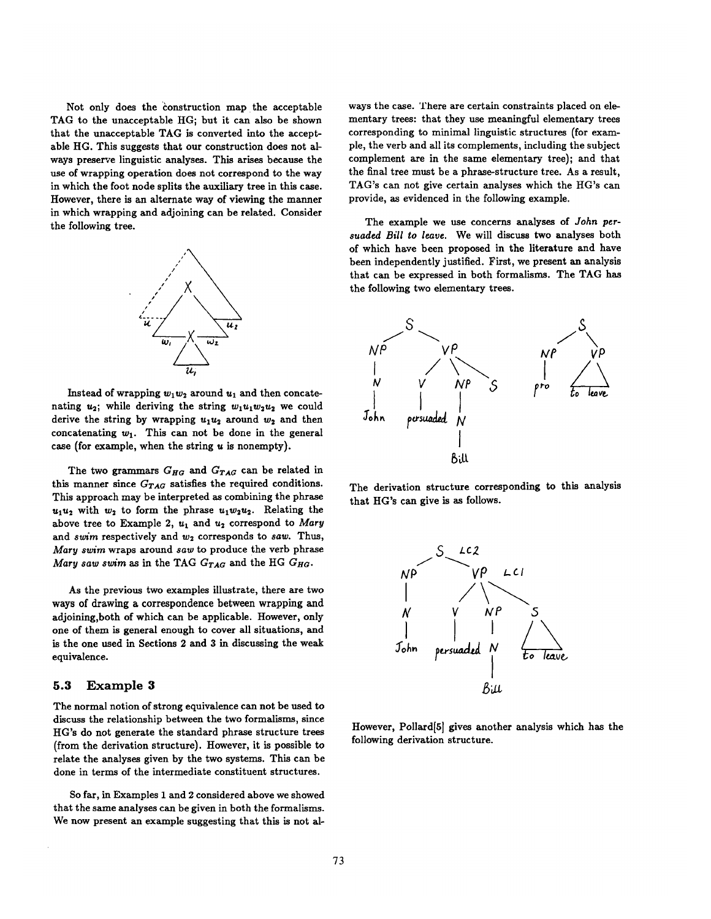Not only does the construction map the acceptable TAG to the unacceptable HG; but it can also be shown that the unacceptable TAG is converted into the acceptable HG. This suggests that our construction does not always preserve linguistic analyses. This arises because the use of wrapping operation does not correspond to the way in which the foot node splits the auxiliary tree in this case. However, there is an alternate way of viewing the manner in which wrapping and adjoining can be related. Consider the following tree.

Instead of wrapping $w_1 w_2$ around $u_1$ and then concatenating $u_2$; while deriving the string $w_1 u_1 w_2 u_2$ we could derive the string by wrapping $u_1 u_2$ around $w_2$ and then concatenating $w_1$. This can not be done in the general case (for example, when the string $u$ is nonempty).

The two grammars $G_{HG}$ and $G_{TAG}$ can be related in this manner since $G_{TAG}$ satisfies the required conditions. This approach may be interpreted as combining the phrase $u_1 u_2$ with $w_2$ to form the phrase $u_1 w_2 u_2$. Relating the above tree to Example 2, $u_1$ and $u_2$ correspond to *Mary* and *swim* respectively and $w_2$ corresponds to *saw*. Thus, *Mary swim* wraps around *saw* to produce the verb phrase *Mary saw swim* as in the TAG $G_{TAG}$ and the HG $G_{HG}$.

As the previous two examples illustrate, there are two ways of drawing a correspondence between wrapping and adjoining,both of which can be applicable. However, only one of them is general enough to cover all situations, and is the one used in Sections 2 and 3 in discussing the weak equivalence.

### 5.3 Example 3

The normal notion of strong equivalence can not be used to discuss the relationship between the two formalisms, since HG's do not generate the standard phrase structure trees (from the derivation structure). However, it is possible to relate the analyses given by the two systems. This can be done in terms of the intermediate constituent structures.

So far, in Examples 1 and 2 considered above we showed that the same analyses can be given in both the formalisms. We now present an example suggesting that this is not always the case. There are certain constraints placed on elementary trees: that they use meaningful elementary trees corresponding to minimal linguistic structures (for example, the verb and all its complements, including the subject complement are in the same elementary tree); and that the final tree must be a phrase-structure tree. As a result, TAG's can not give certain analyses which the HG's can provide, as evidenced in the following example.

The example we use concerns analyses of *John persuaded Bill to leave*. We will discuss two analyses both of which have been proposed in the literature and have been independently justified. First, we present an analysis that can be expressed in both formalisms. The TAG has the following two elementary trees.

The derivation structure corresponding to this analysis that HG's can give is as follows.

However, Pollard[5] gives another analysis which has the following derivation structure.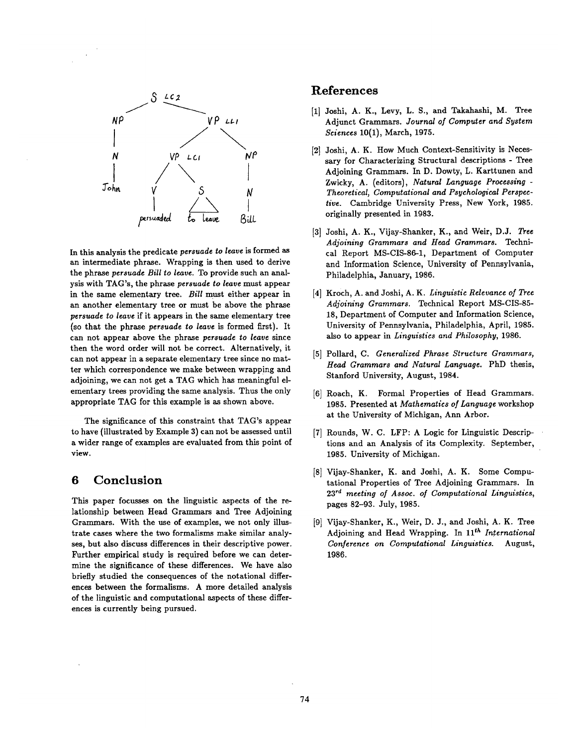In this analysis the predicate *persuade to leave* is formed as an intermediate phrase. Wrapping is then used to derive the phrase *persuade Bill to leave*. To provide such an analysis with TAG's, the phrase *persuade to leave* must appear in the same elementary tree. *Bill* must either appear in an another elementary tree or must be above the phrase *persuade to leave* if it appears in the same elementary tree (so that the phrase *persuade to leave* is formed first). It can not appear above the phrase *persuade to leave* since then the word order will not be correct. Alternatively, it can not appear in a separate elementary tree since no matter which correspondence we make between wrapping and adjoining, we can not get a TAG which has meaningful elementary trees providing the same analysis. Thus the only appropriate TAG for this example is as shown above.

The significance of this constraint that TAG's appear to have (illustrated by Example 3) can not be assessed until a wider range of examples are evaluated from this point of view.

# 6 Conclusion

This paper focusses on the linguistic aspects of the relationship between Head Grammars and Tree Adjoining Grammars. With the use of examples, we not only illustrate cases where the two formalisms make similar analyses, but also discuss differences in their descriptive power. Further empirical study is required before we can determine the significance of these differences. We have also briefly studied the consequences of the notational differences between the formalisms. A more detailed analysis of the linguistic and computational aspects of these differences is currently being pursued.

# References

[1] Joshi, A. K., Levy, L. S., and Takahashi, M. Tree Adjunct Grammars. *Journal of Computer and System Sciences* 10(1), March, 1975.

[2] Joshi, A. K. How Much Context-Sensitivity is Necessary for Characterizing Structural descriptions - Tree Adjoining Grammars. In D. Dowty, L. Karttunen and Zwicky, A. (editors), *Natural Language Processing - Theoretical, Computational and Psychological Perspective*. Cambridge University Press, New York, 1985. originally presented in 1983.

[3] Joshi, A. K., Vijay-Shanker, K., and Weir, D.J. *Tree Adjoining Grammars and Head Grammars*. Technical Report MS-CIS-86-1, Department of Computer and Information Science, University of Pennsylvania, Philadelphia, January, 1986.

[4] Kroch, A. and Joshi, A. K. *Linguistic Relevance of Tree Adjoining Grammars*. Technical Report MS-CIS-85-18, Department of Computer and Information Science, University of Pennsylvania, Philadelphia, April, 1985. also to appear in *Linguistics and Philosophy*, 1986.

[5] Pollard, C. *Generalized Phrase Structure Grammars, Head Grammars and Natural Language*. PhD thesis, Stanford University, August, 1984.

[6] Roach, K. Formal Properties of Head Grammars. 1985. Presented at *Mathematics of Language* workshop at the University of Michigan, Ann Arbor.

[7] Rounds, W. C. LFP: A Logic for Linguistic Descriptions and an Analysis of its Complexity. September, 1985. University of Michigan.

[8] Vijay-Shanker, K. and Joshi, A. K. Some Computational Properties of Tree Adjoining Grammars. In *23rd meeting of Assoc. of Computational Linguistics*, pages 82–93. July, 1985.

[9] Vijay-Shanker, K., Weir, D. J., and Joshi, A. K. Tree Adjoining and Head Wrapping. In *11th International Conference on Computational Linguistics*. August, 1986.